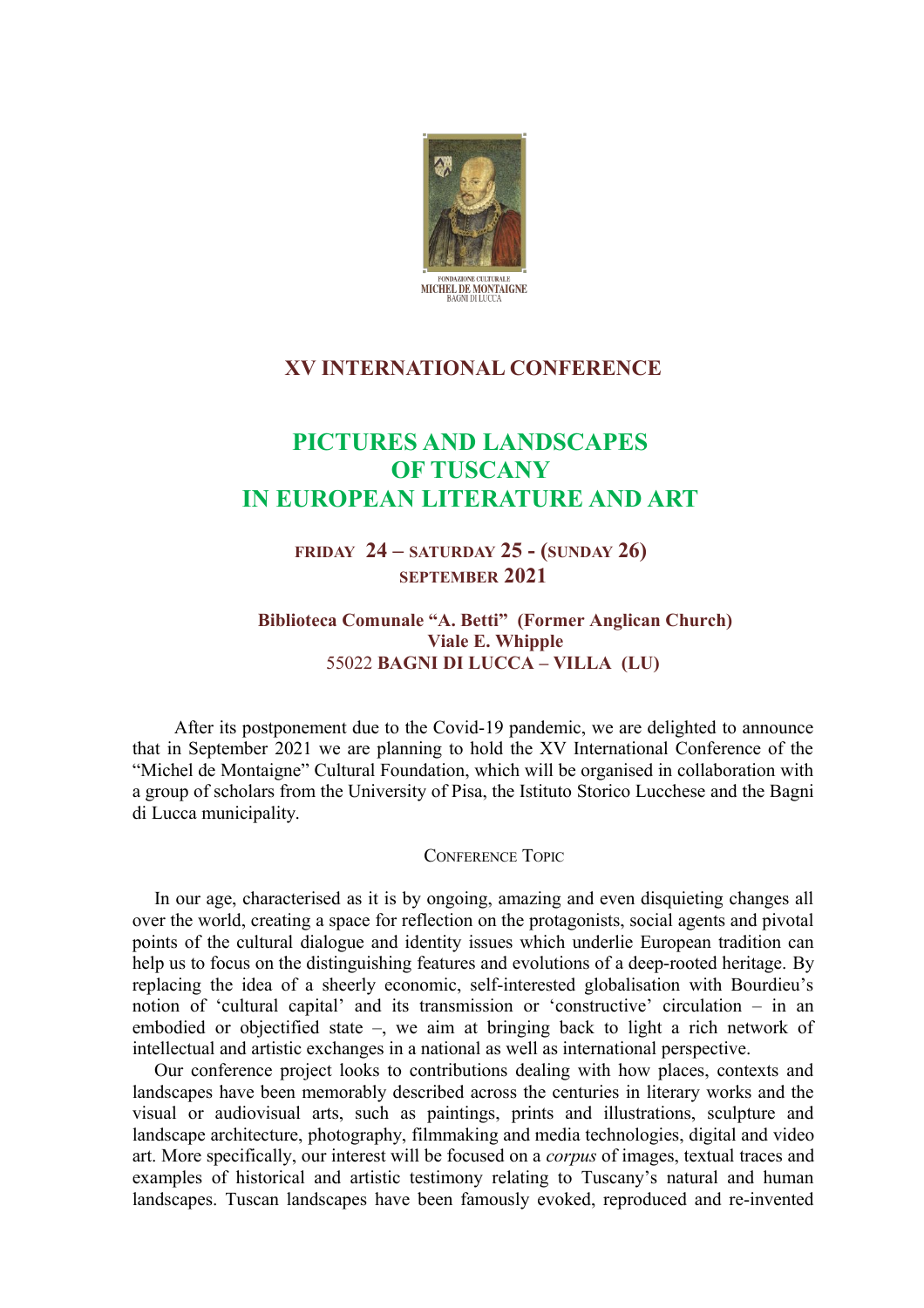FONDAZIONE CULTURALE
MICHEL DE MONTAIGNE
BAGNI DI LUCCA

## XV INTERNATIONAL CONFERENCE

# PICTURES AND LANDSCAPES OF TUSCANY IN EUROPEAN LITERATURE AND ART

**FRIDAY 24 – SATURDAY 25 - (SUNDAY 26) SEPTEMBER 2021**

**Biblioteca Comunale "A. Betti" (Former Anglican Church)**
**Viale E. Whipple**
55022 **BAGNI DI LUCCA – VILLA (LU)**

After its postponement due to the Covid-19 pandemic, we are delighted to announce that in September 2021 we are planning to hold the XV International Conference of the "Michel de Montaigne" Cultural Foundation, which will be organised in collaboration with a group of scholars from the University of Pisa, the Istituto Storico Lucchese and the Bagni di Lucca municipality.

### Conference Topic

In our age, characterised as it is by ongoing, amazing and even disquieting changes all over the world, creating a space for reflection on the protagonists, social agents and pivotal points of the cultural dialogue and identity issues which underlie European tradition can help us to focus on the distinguishing features and evolutions of a deep-rooted heritage. By replacing the idea of a sheerly economic, self-interested globalisation with Bourdieu's notion of 'cultural capital' and its transmission or 'constructive' circulation – in an embodied or objectified state –, we aim at bringing back to light a rich network of intellectual and artistic exchanges in a national as well as international perspective.

Our conference project looks to contributions dealing with how places, contexts and landscapes have been memorably described across the centuries in literary works and the visual or audiovisual arts, such as paintings, prints and illustrations, sculpture and landscape architecture, photography, filmmaking and media technologies, digital and video art. More specifically, our interest will be focused on a *corpus* of images, textual traces and examples of historical and artistic testimony relating to Tuscany's natural and human landscapes. Tuscan landscapes have been famously evoked, reproduced and re-invented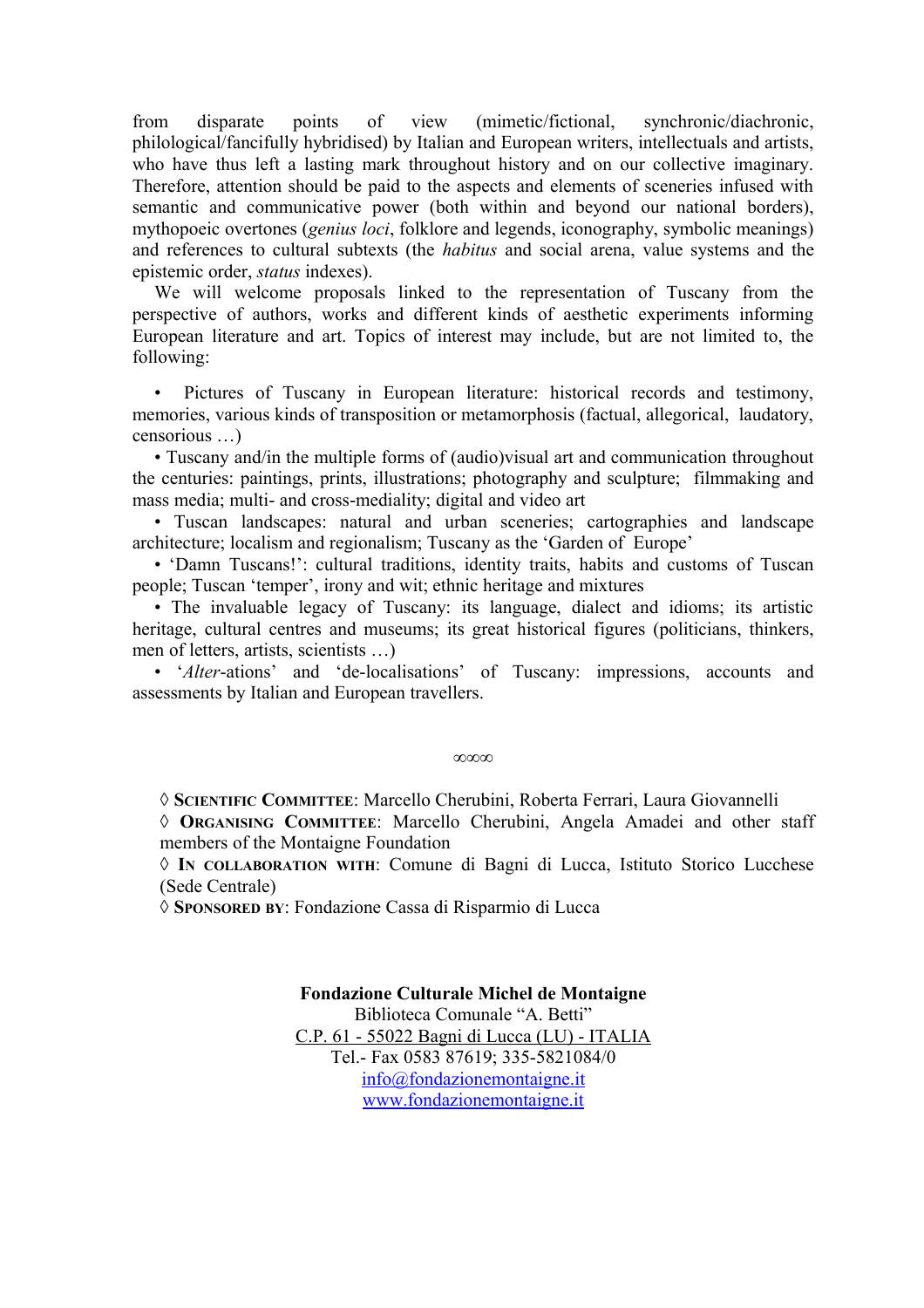from disparate points of view (mimetic/fictional, synchronic/diachronic, philological/fancifully hybridised) by Italian and European writers, intellectuals and artists, who have thus left a lasting mark throughout history and on our collective imaginary. Therefore, attention should be paid to the aspects and elements of sceneries infused with semantic and communicative power (both within and beyond our national borders), mythopoeic overtones (*genius loci*, folklore and legends, iconography, symbolic meanings) and references to cultural subtexts (the *habitus* and social arena, value systems and the epistemic order, *status* indexes).

We will welcome proposals linked to the representation of Tuscany from the perspective of authors, works and different kinds of aesthetic experiments informing European literature and art. Topics of interest may include, but are not limited to, the following:

- Pictures of Tuscany in European literature: historical records and testimony, memories, various kinds of transposition or metamorphosis (factual, allegorical, laudatory, censorious …)
- Tuscany and/in the multiple forms of (audio)visual art and communication throughout the centuries: paintings, prints, illustrations; photography and sculpture; filmmaking and mass media; multi- and cross-mediality; digital and video art
- Tuscan landscapes: natural and urban sceneries; cartographies and landscape architecture; localism and regionalism; Tuscany as the 'Garden of Europe'
- 'Damn Tuscans!': cultural traditions, identity traits, habits and customs of Tuscan people; Tuscan 'temper', irony and wit; ethnic heritage and mixtures
- The invaluable legacy of Tuscany: its language, dialect and idioms; its artistic heritage, cultural centres and museums; its great historical figures (politicians, thinkers, men of letters, artists, scientists …)
- '*Alter*-ations' and 'de-localisations' of Tuscany: impressions, accounts and assessments by Italian and European travellers.

∞∞∞

◊ **Scientific Committee**: Marcello Cherubini, Roberta Ferrari, Laura Giovannelli

◊ **Organising Committee**: Marcello Cherubini, Angela Amadei and other staff members of the Montaigne Foundation

◊ **In collaboration with**: Comune di Bagni di Lucca, Istituto Storico Lucchese (Sede Centrale)

◊ **Sponsored by**: Fondazione Cassa di Risparmio di Lucca

**Fondazione Culturale Michel de Montaigne**
Biblioteca Comunale "A. Betti"
C.P. 61 - 55022 Bagni di Lucca (LU) - ITALIA
Tel.- Fax 0583 87619; 335-5821084/0
info@fondazionemontaigne.it
www.fondazionemontaigne.it